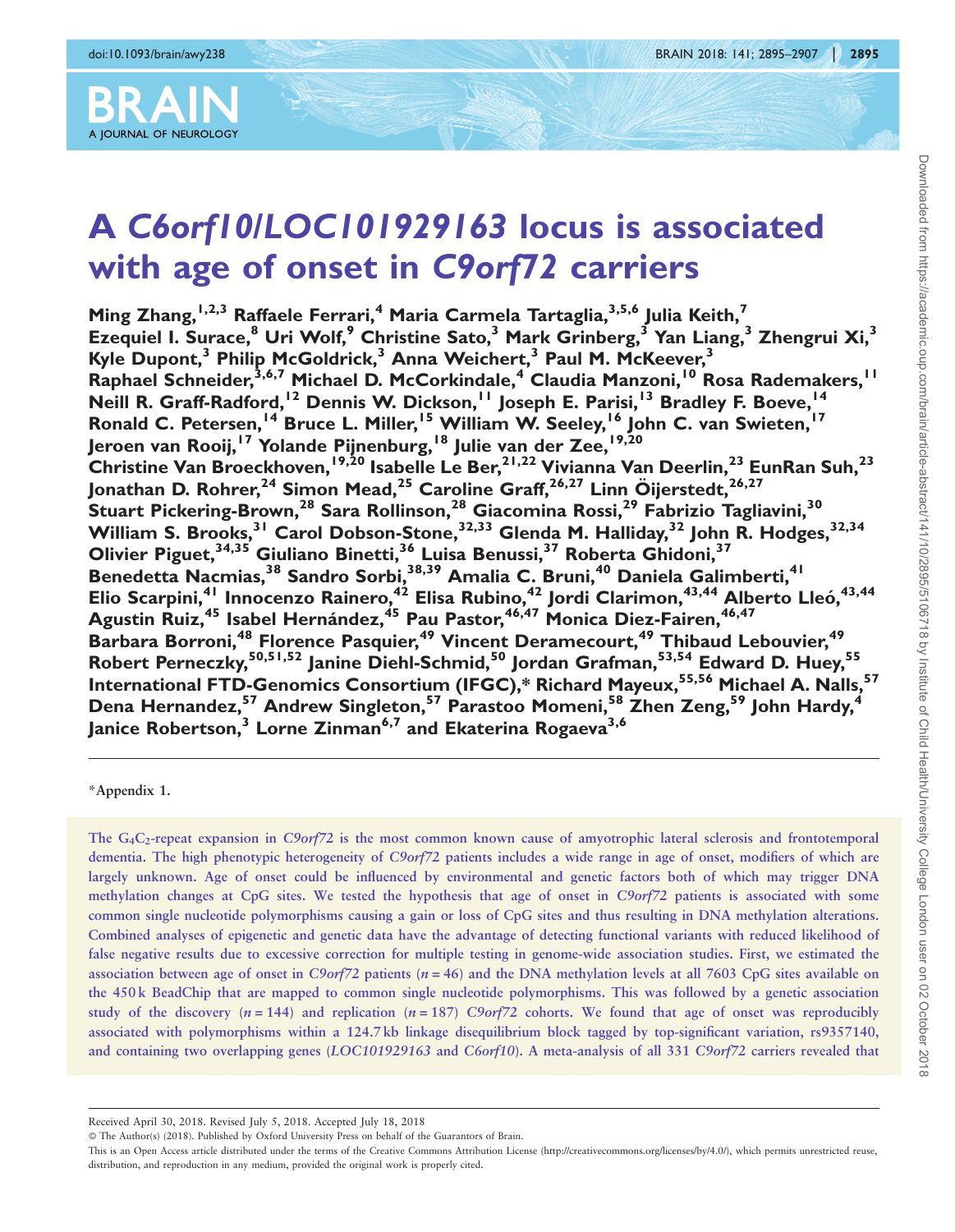# A *C6orf10/LOC101929163* locus is associated with age of onset in *C9orf72* carriers

Ming Zhang,[1,2,3] Raffaele Ferrari,[4] Maria Carmela Tartaglia,[3,5,6] Julia Keith,[7] Ezequiel I. Surace,[8] Uri Wolf,[9] Christine Sato,[3] Mark Grinberg,[3] Yan Liang,[3] Zhengrui Xi,[3] Kyle Dupont,[3] Philip McGoldrick,[3] Anna Weichert,[3] Paul M. McKeever,[3] Raphael Schneider,[3,6,7] Michael D. McCorkindale,[4] Claudia Manzoni,[10] Rosa Rademakers,[11] Neill R. Graff-Radford,[12] Dennis W. Dickson,[11] Joseph E. Parisi,[13] Bradley F. Boeve,[14] Ronald C. Petersen,[14] Bruce L. Miller,[15] William W. Seeley,[16] John C. van Swieten,[17] Jeroen van Rooij,[17] Yolande Pijnenburg,[18] Julie van der Zee,[19,20] Christine Van Broeckhoven,[19,20] Isabelle Le Ber,[21,22] Vivianna Van Deerlin,[23] EunRan Suh,[23] Jonathan D. Rohrer,[24] Simon Mead,[25] Caroline Graff,[26,27] Linn Öijerstedt,[26,27] Stuart Pickering-Brown,[28] Sara Rollinson,[28] Giacomina Rossi,[29] Fabrizio Tagliavini,[30] William S. Brooks,[31] Carol Dobson-Stone,[32,33] Glenda M. Halliday,[32] John R. Hodges,[32,34] Olivier Piguet,[34,35] Giuliano Binetti,[36] Luisa Benussi,[37] Roberta Ghidoni,[37] Benedetta Nacmias,[38] Sandro Sorbi,[38,39] Amalia C. Bruni,[40] Daniela Galimberti,[41] Elio Scarpini,[41] Innocenzo Rainero,[42] Elisa Rubino,[42] Jordi Clarimon,[43,44] Alberto Lleó,[43,44] Agustin Ruiz,[45] Isabel Hernández,[45] Pau Pastor,[46,47] Monica Diez-Fairen,[46,47] Barbara Borroni,[48] Florence Pasquier,[49] Vincent Deramecourt,[49] Thibaud Lebouvier,[49] Robert Perneczky,[50,51,52] Janine Diehl-Schmid,[50] Jordan Grafman,[53,54] Edward D. Huey,[55] International FTD-Genomics Consortium (IFGC),* Richard Mayeux,[55,56] Michael A. Nalls,[57] Dena Hernandez,[57] Andrew Singleton,[57] Parastoo Momeni,[58] Zhen Zeng,[59] John Hardy,[4] Janice Robertson,[3] Lorne Zinman[6,7] and Ekaterina Rogaeva[3,6]

*Appendix 1.

The $G_4C_2$-repeat expansion in *C9orf72* is the most common known cause of amyotrophic lateral sclerosis and frontotemporal dementia. The high phenotypic heterogeneity of *C9orf72* patients includes a wide range in age of onset, modifiers of which are largely unknown. Age of onset could be influenced by environmental and genetic factors both of which may trigger DNA methylation changes at CpG sites. We tested the hypothesis that age of onset in *C9orf72* patients is associated with some common single nucleotide polymorphisms causing a gain or loss of CpG sites and thus resulting in DNA methylation alterations. Combined analyses of epigenetic and genetic data have the advantage of detecting functional variants with reduced likelihood of false negative results due to excessive correction for multiple testing in genome-wide association studies. First, we estimated the association between age of onset in *C9orf72* patients ($n = 46$) and the DNA methylation levels at all 7603 CpG sites available on the 450 k BeadChip that are mapped to common single nucleotide polymorphisms. This was followed by a genetic association study of the discovery ($n = 144$) and replication ($n = 187$) *C9orf72* cohorts. We found that age of onset was reproducibly associated with polymorphisms within a 124.7 kb linkage disequilibrium block tagged by top-significant variation, rs9357140, and containing two overlapping genes (*LOC101929163* and *C6orf10*). A meta-analysis of all 331 *C9orf72* carriers revealed that

Received April 30, 2018. Revised July 5, 2018. Accepted July 18, 2018

© The Author(s) (2018). Published by Oxford University Press on behalf of the Guarantors of Brain.

This is an Open Access article distributed under the terms of the Creative Commons Attribution License (http://creativecommons.org/licenses/by/4.0/), which permits unrestricted reuse, distribution, and reproduction in any medium, provided the original work is properly cited.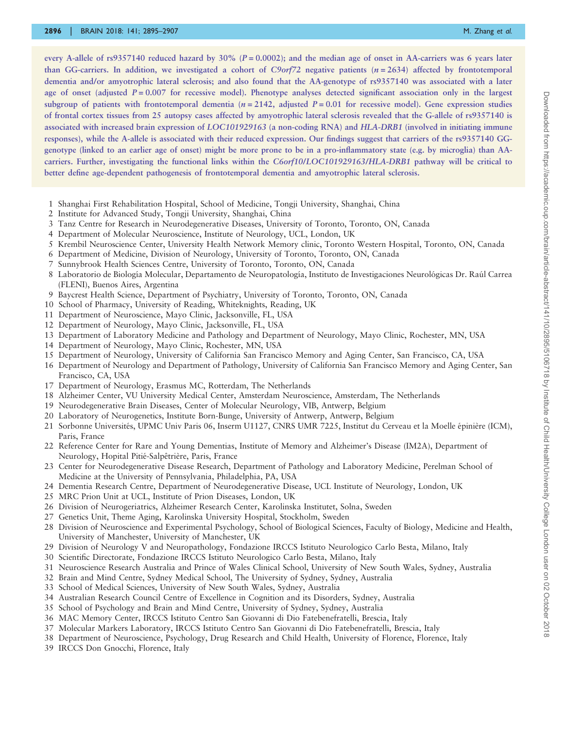every A-allele of rs9357140 reduced hazard by 30% ($P = 0.0002$); and the median age of onset in AA-carriers was 6 years later than GG-carriers. In addition, we investigated a cohort of *C9orf72* negative patients ($n = 2634$) affected by frontotemporal dementia and/or amyotrophic lateral sclerosis; and also found that the AA-genotype of rs9357140 was associated with a later age of onset (adjusted $P = 0.007$ for recessive model). Phenotype analyses detected significant association only in the largest subgroup of patients with frontotemporal dementia ($n = 2142$, adjusted $P = 0.01$ for recessive model). Gene expression studies of frontal cortex tissues from 25 autopsy cases affected by amyotrophic lateral sclerosis revealed that the G-allele of rs9357140 is associated with increased brain expression of *LOC101929163* (a non-coding RNA) and *HLA-DRB1* (involved in initiating immune responses), while the A-allele is associated with their reduced expression. Our findings suggest that carriers of the rs9357140 GG-genotype (linked to an earlier age of onset) might be more prone to be in a pro-inflammatory state (e.g. by microglia) than AA-carriers. Further, investigating the functional links within the *C6orf10/LOC101929163/HLA-DRB1* pathway will be critical to better define age-dependent pathogenesis of frontotemporal dementia and amyotrophic lateral sclerosis.

1 Shanghai First Rehabilitation Hospital, School of Medicine, Tongji University, Shanghai, China
2 Institute for Advanced Study, Tongji University, Shanghai, China
3 Tanz Centre for Research in Neurodegenerative Diseases, University of Toronto, Toronto, ON, Canada
4 Department of Molecular Neuroscience, Institute of Neurology, UCL, London, UK
5 Krembil Neuroscience Center, University Health Network Memory clinic, Toronto Western Hospital, Toronto, ON, Canada
6 Department of Medicine, Division of Neurology, University of Toronto, Toronto, ON, Canada
7 Sunnybrook Health Sciences Centre, University of Toronto, Toronto, ON, Canada
8 Laboratorio de Biología Molecular, Departamento de Neuropatología, Instituto de Investigaciones Neurológicas Dr. Raúl Carrea (FLENI), Buenos Aires, Argentina
9 Baycrest Health Science, Department of Psychiatry, University of Toronto, Toronto, ON, Canada
10 School of Pharmacy, University of Reading, Whiteknights, Reading, UK
11 Department of Neuroscience, Mayo Clinic, Jacksonville, FL, USA
12 Department of Neurology, Mayo Clinic, Jacksonville, FL, USA
13 Department of Laboratory Medicine and Pathology and Department of Neurology, Mayo Clinic, Rochester, MN, USA
14 Department of Neurology, Mayo Clinic, Rochester, MN, USA
15 Department of Neurology, University of California San Francisco Memory and Aging Center, San Francisco, CA, USA
16 Department of Neurology and Department of Pathology, University of California San Francisco Memory and Aging Center, San Francisco, CA, USA
17 Department of Neurology, Erasmus MC, Rotterdam, The Netherlands
18 Alzheimer Center, VU University Medical Center, Amsterdam Neuroscience, Amsterdam, The Netherlands
19 Neurodegenerative Brain Diseases, Center of Molecular Neurology, VIB, Antwerp, Belgium
20 Laboratory of Neurogenetics, Institute Born-Bunge, University of Antwerp, Antwerp, Belgium
21 Sorbonne Universités, UPMC Univ Paris 06, Inserm U1127, CNRS UMR 7225, Institut du Cerveau et la Moelle épinière (ICM), Paris, France
22 Reference Center for Rare and Young Dementias, Institute of Memory and Alzheimer's Disease (IM2A), Department of Neurology, Hopital Pitié-Salpêtrière, Paris, France
23 Center for Neurodegenerative Disease Research, Department of Pathology and Laboratory Medicine, Perelman School of Medicine at the University of Pennsylvania, Philadelphia, PA, USA
24 Dementia Research Centre, Department of Neurodegenerative Disease, UCL Institute of Neurology, London, UK
25 MRC Prion Unit at UCL, Institute of Prion Diseases, London, UK
26 Division of Neurogeriatrics, Alzheimer Research Center, Karolinska Institutet, Solna, Sweden
27 Genetics Unit, Theme Aging, Karolinska University Hospital, Stockholm, Sweden
28 Division of Neuroscience and Experimental Psychology, School of Biological Sciences, Faculty of Biology, Medicine and Health, University of Manchester, University of Manchester, UK
29 Division of Neurology V and Neuropathology, Fondazione IRCCS Istituto Neurologico Carlo Besta, Milano, Italy
30 Scientific Directorate, Fondazione IRCCS Istituto Neurologico Carlo Besta, Milano, Italy
31 Neuroscience Research Australia and Prince of Wales Clinical School, University of New South Wales, Sydney, Australia
32 Brain and Mind Centre, Sydney Medical School, The University of Sydney, Sydney, Australia
33 School of Medical Sciences, University of New South Wales, Sydney, Australia
34 Australian Research Council Centre of Excellence in Cognition and its Disorders, Sydney, Australia
35 School of Psychology and Brain and Mind Centre, University of Sydney, Sydney, Australia
36 MAC Memory Center, IRCCS Istituto Centro San Giovanni di Dio Fatebenefratelli, Brescia, Italy
37 Molecular Markers Laboratory, IRCCS Istituto Centro San Giovanni di Dio Fatebenefratelli, Brescia, Italy
38 Department of Neuroscience, Psychology, Drug Research and Child Health, University of Florence, Florence, Italy
39 IRCCS Don Gnocchi, Florence, Italy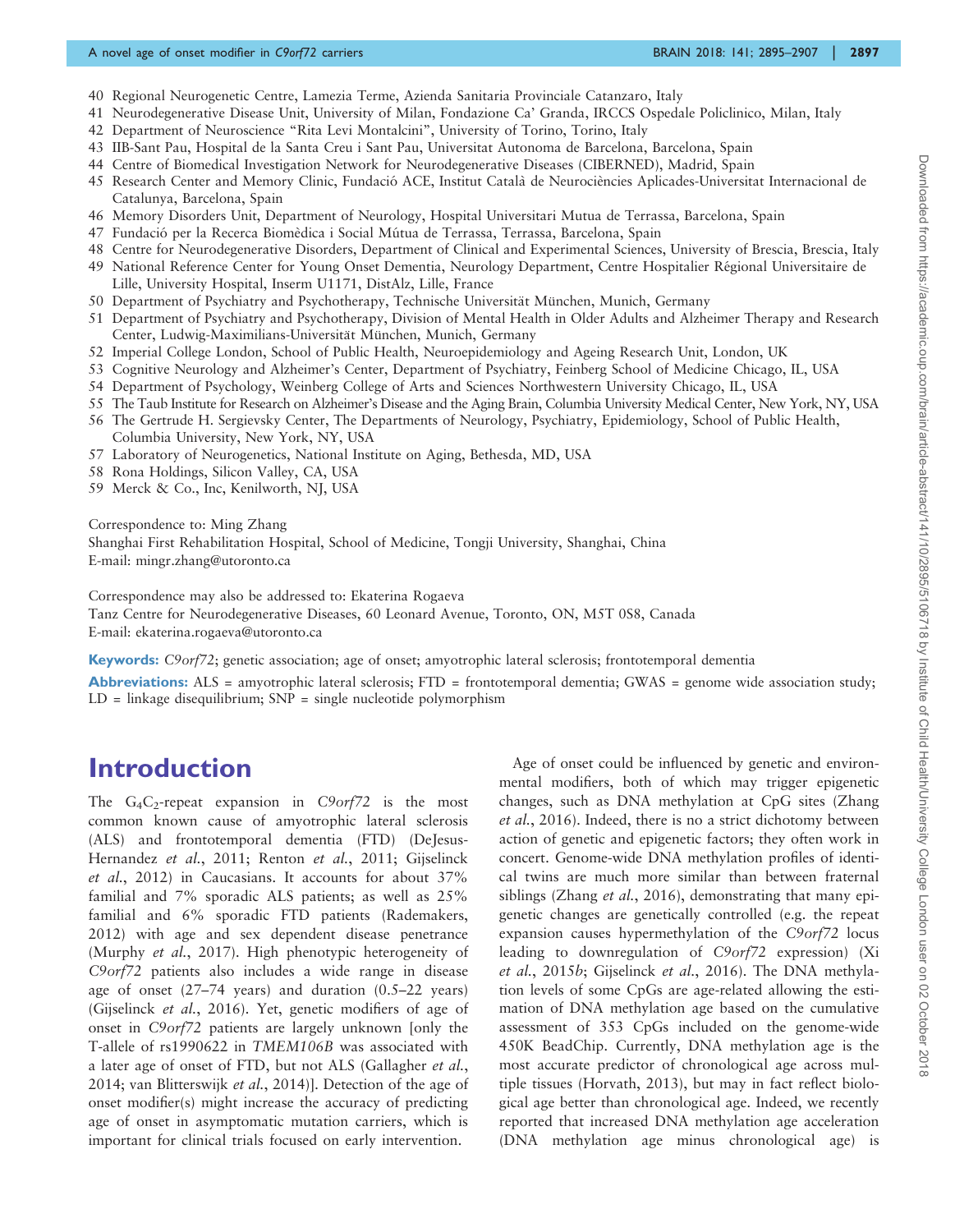40 Regional Neurogenetic Centre, Lamezia Terme, Azienda Sanitaria Provinciale Catanzaro, Italy
41 Neurodegenerative Disease Unit, University of Milan, Fondazione Ca' Granda, IRCCS Ospedale Policlinico, Milan, Italy
42 Department of Neuroscience "Rita Levi Montalcini", University of Torino, Torino, Italy
43 IIB-Sant Pau, Hospital de la Santa Creu i Sant Pau, Universitat Autonoma de Barcelona, Barcelona, Spain
44 Centre of Biomedical Investigation Network for Neurodegenerative Diseases (CIBERNED), Madrid, Spain
45 Research Center and Memory Clinic, Fundació ACE, Institut Català de Neurociències Aplicades-Universitat Internacional de Catalunya, Barcelona, Spain
46 Memory Disorders Unit, Department of Neurology, Hospital Universitari Mutua de Terrassa, Barcelona, Spain
47 Fundació per la Recerca Biomèdica i Social Mútua de Terrassa, Terrassa, Barcelona, Spain
48 Centre for Neurodegenerative Disorders, Department of Clinical and Experimental Sciences, University of Brescia, Brescia, Italy
49 National Reference Center for Young Onset Dementia, Neurology Department, Centre Hospitalier Régional Universitaire de Lille, University Hospital, Inserm U1171, DistAlz, Lille, France
50 Department of Psychiatry and Psychotherapy, Technische Universität München, Munich, Germany
51 Department of Psychiatry and Psychotherapy, Division of Mental Health in Older Adults and Alzheimer Therapy and Research Center, Ludwig-Maximilians-Universität München, Munich, Germany
52 Imperial College London, School of Public Health, Neuroepidemiology and Ageing Research Unit, London, UK
53 Cognitive Neurology and Alzheimer's Center, Department of Psychiatry, Feinberg School of Medicine Chicago, IL, USA
54 Department of Psychology, Weinberg College of Arts and Sciences Northwestern University Chicago, IL, USA
55 The Taub Institute for Research on Alzheimer's Disease and the Aging Brain, Columbia University Medical Center, New York, NY, USA
56 The Gertrude H. Sergievsky Center, The Departments of Neurology, Psychiatry, Epidemiology, School of Public Health, Columbia University, New York, NY, USA
57 Laboratory of Neurogenetics, National Institute on Aging, Bethesda, MD, USA
58 Rona Holdings, Silicon Valley, CA, USA
59 Merck & Co., Inc, Kenilworth, NJ, USA

Correspondence to: Ming Zhang
Shanghai First Rehabilitation Hospital, School of Medicine, Tongji University, Shanghai, China
E-mail: mingr.zhang@utoronto.ca

Correspondence may also be addressed to: Ekaterina Rogaeva
Tanz Centre for Neurodegenerative Diseases, 60 Leonard Avenue, Toronto, ON, M5T 0S8, Canada
E-mail: ekaterina.rogaeva@utoronto.ca

**Keywords:** *C9orf72*; genetic association; age of onset; amyotrophic lateral sclerosis; frontotemporal dementia

**Abbreviations:** ALS = amyotrophic lateral sclerosis; FTD = frontotemporal dementia; GWAS = genome wide association study; LD = linkage disequilibrium; SNP = single nucleotide polymorphism

# Introduction

The $G_4C_2$-repeat expansion in *C9orf72* is the most common known cause of amyotrophic lateral sclerosis (ALS) and frontotemporal dementia (FTD) (DeJesus-Hernandez *et al.*, 2011; Renton *et al.*, 2011; Gijselinck *et al.*, 2012) in Caucasians. It accounts for about 37% familial and 7% sporadic ALS patients; as well as 25% familial and 6% sporadic FTD patients (Rademakers, 2012) with age and sex dependent disease penetrance (Murphy *et al.*, 2017). High phenotypic heterogeneity of *C9orf72* patients also includes a wide range in disease age of onset (27–74 years) and duration (0.5–22 years) (Gijselinck *et al.*, 2016). Yet, genetic modifiers of age of onset in *C9orf72* patients are largely unknown [only the T-allele of rs1990622 in *TMEM106B* was associated with a later age of onset of FTD, but not ALS (Gallagher *et al.*, 2014; van Blitterswijk *et al.*, 2014)]. Detection of the age of onset modifier(s) might increase the accuracy of predicting age of onset in asymptomatic mutation carriers, which is important for clinical trials focused on early intervention.

Age of onset could be influenced by genetic and environmental modifiers, both of which may trigger epigenetic changes, such as DNA methylation at CpG sites (Zhang *et al.*, 2016). Indeed, there is no a strict dichotomy between action of genetic and epigenetic factors; they often work in concert. Genome-wide DNA methylation profiles of identical twins are much more similar than between fraternal siblings (Zhang *et al.*, 2016), demonstrating that many epigenetic changes are genetically controlled (e.g. the repeat expansion causes hypermethylation of the *C9orf72* locus leading to downregulation of *C9orf72* expression) (Xi *et al.*, 2015*b*; Gijselinck *et al.*, 2016). The DNA methylation levels of some CpGs are age-related allowing the estimation of DNA methylation age based on the cumulative assessment of 353 CpGs included on the genome-wide 450K BeadChip. Currently, DNA methylation age is the most accurate predictor of chronological age across multiple tissues (Horvath, 2013), but may in fact reflect biological age better than chronological age. Indeed, we recently reported that increased DNA methylation age acceleration (DNA methylation age minus chronological age) is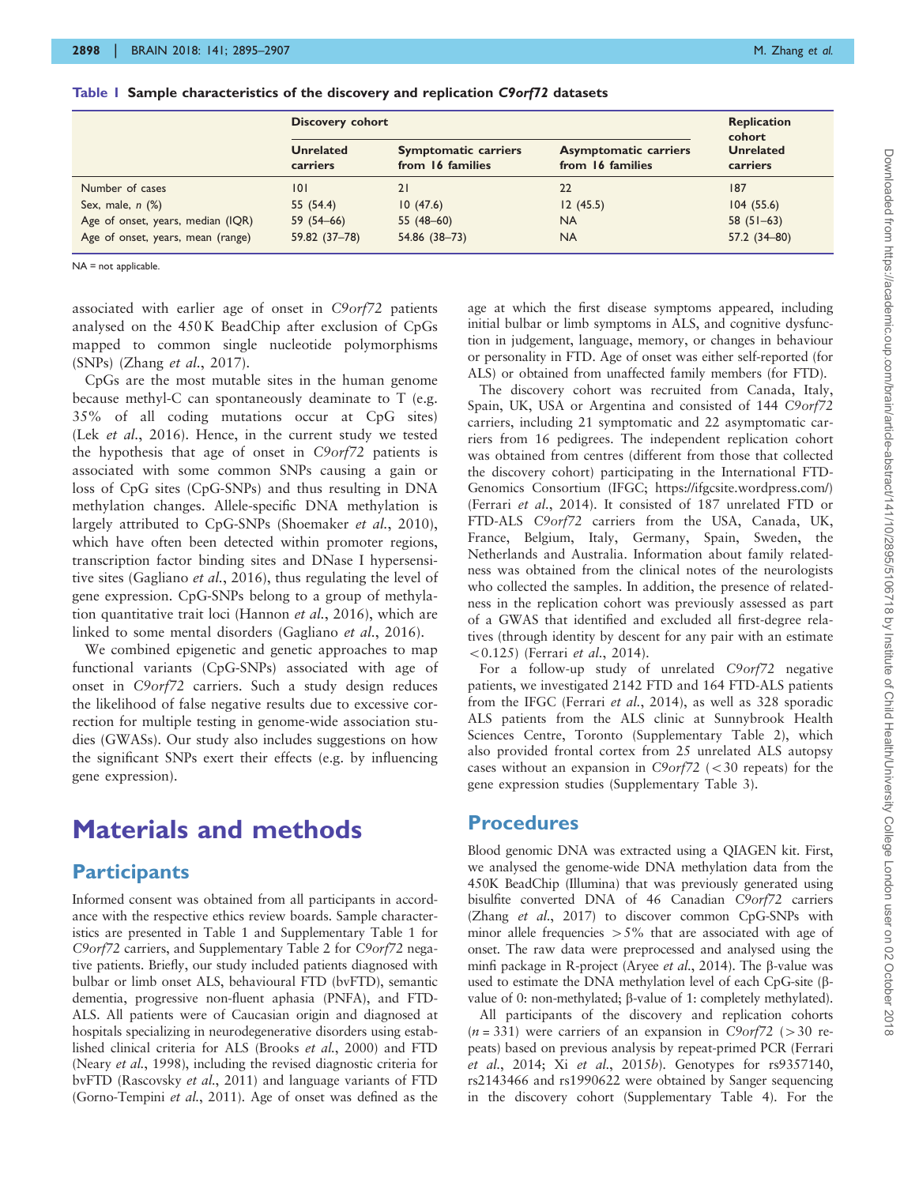**Table 1 Sample characteristics of the discovery and replication *C9orf72* datasets**

| | Discovery cohort | | | Replication cohort |
|---|---|---|---|---|
| | Unrelated carriers | Symptomatic carriers from 16 families | Asymptomatic carriers from 16 families | Unrelated carriers |
| Number of cases | 101 | 21 | 22 | 187 |
| Sex, male, *n* (%) | 55 (54.4) | 10 (47.6) | 12 (45.5) | 104 (55.6) |
| Age of onset, years, median (IQR) | 59 (54–66) | 55 (48–60) | NA | 58 (51–63) |
| Age of onset, years, mean (range) | 59.82 (37–78) | 54.86 (38–73) | NA | 57.2 (34–80) |

NA = not applicable.

associated with earlier age of onset in *C9orf72* patients analysed on the 450 K BeadChip after exclusion of CpGs mapped to common single nucleotide polymorphisms (SNPs) (Zhang *et al.*, 2017).

CpGs are the most mutable sites in the human genome because methyl-C can spontaneously deaminate to T (e.g. 35% of all coding mutations occur at CpG sites) (Lek *et al.*, 2016). Hence, in the current study we tested the hypothesis that age of onset in *C9orf72* patients is associated with some common SNPs causing a gain or loss of CpG sites (CpG-SNPs) and thus resulting in DNA methylation changes. Allele-specific DNA methylation is largely attributed to CpG-SNPs (Shoemaker *et al.*, 2010), which have often been detected within promoter regions, transcription factor binding sites and DNase I hypersensitive sites (Gagliano *et al.*, 2016), thus regulating the level of gene expression. CpG-SNPs belong to a group of methylation quantitative trait loci (Hannon *et al.*, 2016), which are linked to some mental disorders (Gagliano *et al.*, 2016).

We combined epigenetic and genetic approaches to map functional variants (CpG-SNPs) associated with age of onset in *C9orf72* carriers. Such a study design reduces the likelihood of false negative results due to excessive correction for multiple testing in genome-wide association studies (GWASs). Our study also includes suggestions on how the significant SNPs exert their effects (e.g. by influencing gene expression).

# Materials and methods

## Participants

Informed consent was obtained from all participants in accordance with the respective ethics review boards. Sample characteristics are presented in Table 1 and Supplementary Table 1 for *C9orf72* carriers, and Supplementary Table 2 for *C9orf72* negative patients. Briefly, our study included patients diagnosed with bulbar or limb onset ALS, behavioural FTD (bvFTD), semantic dementia, progressive non-fluent aphasia (PNFA), and FTD-ALS. All patients were of Caucasian origin and diagnosed at hospitals specializing in neurodegenerative disorders using established clinical criteria for ALS (Brooks *et al.*, 2000) and FTD (Neary *et al.*, 1998), including the revised diagnostic criteria for bvFTD (Rascovsky *et al.*, 2011) and language variants of FTD (Gorno-Tempini *et al.*, 2011). Age of onset was defined as the age at which the first disease symptoms appeared, including initial bulbar or limb symptoms in ALS, and cognitive dysfunction in judgement, language, memory, or changes in behaviour or personality in FTD. Age of onset was either self-reported (for ALS) or obtained from unaffected family members (for FTD).

The discovery cohort was recruited from Canada, Italy, Spain, UK, USA or Argentina and consisted of 144 *C9orf72* carriers, including 21 symptomatic and 22 asymptomatic carriers from 16 pedigrees. The independent replication cohort was obtained from centres (different from those that collected the discovery cohort) participating in the International FTD-Genomics Consortium (IFGC; https://ifgcsite.wordpress.com/) (Ferrari *et al.*, 2014). It consisted of 187 unrelated FTD or FTD-ALS *C9orf72* carriers from the USA, Canada, UK, France, Belgium, Italy, Germany, Spain, Sweden, the Netherlands and Australia. Information about family relatedness was obtained from the clinical notes of the neurologists who collected the samples. In addition, the presence of relatedness in the replication cohort was previously assessed as part of a GWAS that identified and excluded all first-degree relatives (through identity by descent for any pair with an estimate $<0.125$) (Ferrari *et al.*, 2014).

For a follow-up study of unrelated *C9orf72* negative patients, we investigated 2142 FTD and 164 FTD-ALS patients from the IFGC (Ferrari *et al.*, 2014), as well as 328 sporadic ALS patients from the ALS clinic at Sunnybrook Health Sciences Centre, Toronto (Supplementary Table 2), which also provided frontal cortex from 25 unrelated ALS autopsy cases without an expansion in *C9orf72* ($<30$ repeats) for the gene expression studies (Supplementary Table 3).

## Procedures

Blood genomic DNA was extracted using a QIAGEN kit. First, we analysed the genome-wide DNA methylation data from the 450K BeadChip (Illumina) that was previously generated using bisulfite converted DNA of 46 Canadian *C9orf72* carriers (Zhang *et al.*, 2017) to discover common CpG-SNPs with minor allele frequencies $>5\%$ that are associated with age of onset. The raw data were preprocessed and analysed using the minfi package in R-project (Aryee *et al.*, 2014). The β-value was used to estimate the DNA methylation level of each CpG-site (β-value of 0: non-methylated; β-value of 1: completely methylated).

All participants of the discovery and replication cohorts ($n = 331$) were carriers of an expansion in *C9orf72* ($>30$ repeats) based on previous analysis by repeat-primed PCR (Ferrari *et al.*, 2014; Xi *et al.*, 2015*b*). Genotypes for rs9357140, rs2143466 and rs1990622 were obtained by Sanger sequencing in the discovery cohort (Supplementary Table 4). For the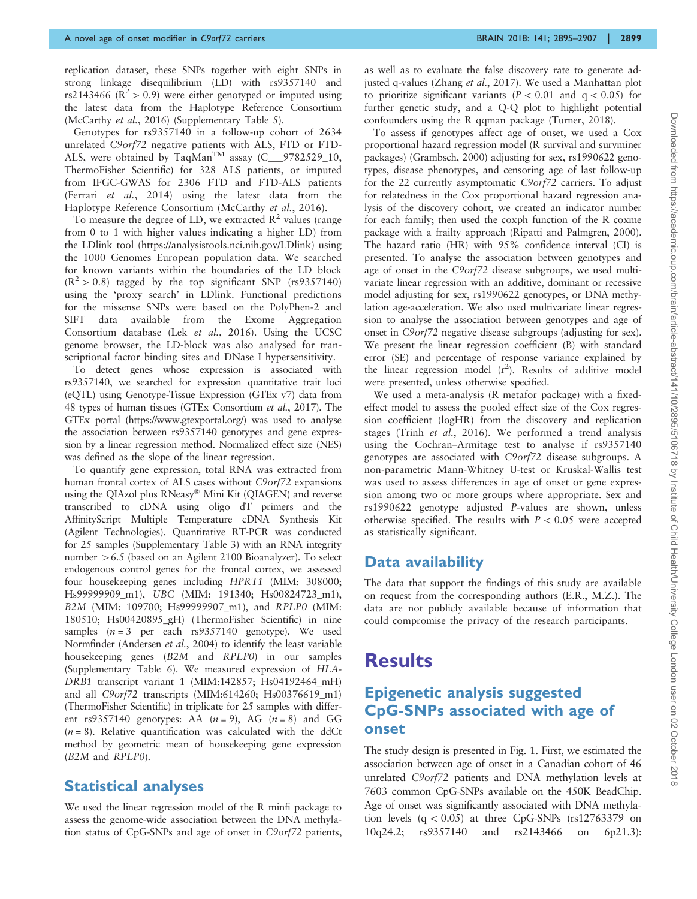replication dataset, these SNPs together with eight SNPs in strong linkage disequilibrium (LD) with rs9357140 and rs2143466 ($R^2 > 0.9$) were either genotyped or imputed using the latest data from the Haplotype Reference Consortium (McCarthy *et al.*, 2016) (Supplementary Table 5).

Genotypes for rs9357140 in a follow-up cohort of 2634 unrelated *C9orf72* negative patients with ALS, FTD or FTD-ALS, were obtained by TaqMan™ assay (C___9782529_10, ThermoFisher Scientific) for 328 ALS patients, or imputed from IFGC-GWAS for 2306 FTD and FTD-ALS patients (Ferrari *et al.*, 2014) using the latest data from the Haplotype Reference Consortium (McCarthy *et al.*, 2016).

To measure the degree of LD, we extracted $R^2$ values (range from 0 to 1 with higher values indicating a higher LD) from the LDlink tool (https://analysistools.nci.nih.gov/LDlink) using the 1000 Genomes European population data. We searched for known variants within the boundaries of the LD block ($R^2 > 0.8$) tagged by the top significant SNP (rs9357140) using the 'proxy search' in LDlink. Functional predictions for the missense SNPs were based on the PolyPhen-2 and SIFT data available from the Exome Aggregation Consortium database (Lek *et al.*, 2016). Using the UCSC genome browser, the LD-block was also analysed for transcriptional factor binding sites and DNase I hypersensitivity.

To detect genes whose expression is associated with rs9357140, we searched for expression quantitative trait loci (eQTL) using Genotype-Tissue Expression (GTEx v7) data from 48 types of human tissues (GTEx Consortium *et al.*, 2017). The GTEx portal (https://www.gtexportal.org/) was used to analyse the association between rs9357140 genotypes and gene expression by a linear regression method. Normalized effect size (NES) was defined as the slope of the linear regression.

To quantify gene expression, total RNA was extracted from human frontal cortex of ALS cases without *C9orf72* expansions using the QIAzol plus RNeasy® Mini Kit (QIAGEN) and reverse transcribed to cDNA using oligo dT primers and the AffinityScript Multiple Temperature cDNA Synthesis Kit (Agilent Technologies). Quantitative RT-PCR was conducted for 25 samples (Supplementary Table 3) with an RNA integrity number > 6.5 (based on an Agilent 2100 Bioanalyzer). To select endogenous control genes for the frontal cortex, we assessed four housekeeping genes including *HPRT1* (MIM: 308000; Hs99999909_m1), *UBC* (MIM: 191340; Hs00824723_m1), *B2M* (MIM: 109700; Hs99999907_m1), and *RPLP0* (MIM: 180510; Hs00420895_gH) (ThermoFisher Scientific) in nine samples ($n = 3$ per each rs9357140 genotype). We used Normfinder (Andersen *et al.*, 2004) to identify the least variable housekeeping genes (*B2M* and *RPLP0*) in our samples (Supplementary Table 6). We measured expression of *HLA-DRB1* transcript variant 1 (MIM:142857; Hs04192464_mH) and all *C9orf72* transcripts (MIM:614260; Hs00376619_m1) (ThermoFisher Scientific) in triplicate for 25 samples with different rs9357140 genotypes: AA ($n = 9$), AG ($n = 8$) and GG ($n = 8$). Relative quantification was calculated with the ddCt method by geometric mean of housekeeping gene expression (*B2M* and *RPLP0*).

## Statistical analyses

We used the linear regression model of the R minfi package to assess the genome-wide association between the DNA methylation status of CpG-SNPs and age of onset in *C9orf72* patients, as well as to evaluate the false discovery rate to generate adjusted q-values (Zhang *et al.*, 2017). We used a Manhattan plot to prioritize significant variants ($P < 0.01$ and $q < 0.05$) for further genetic study, and a Q-Q plot to highlight potential confounders using the R qqman package (Turner, 2018).

To assess if genotypes affect age of onset, we used a Cox proportional hazard regression model (R survival and survminer packages) (Grambsch, 2000) adjusting for sex, rs1990622 genotypes, disease phenotypes, and censoring age of last follow-up for the 22 currently asymptomatic *C9orf72* carriers. To adjust for relatedness in the Cox proportional hazard regression analysis of the discovery cohort, we created an indicator number for each family; then used the coxph function of the R coxme package with a frailty approach (Ripatti and Palmgren, 2000). The hazard ratio (HR) with 95% confidence interval (CI) is presented. To analyse the association between genotypes and age of onset in the *C9orf72* disease subgroups, we used multivariate linear regression with an additive, dominant or recessive model adjusting for sex, rs1990622 genotypes, or DNA methylation age-acceleration. We also used multivariate linear regression to analyse the association between genotypes and age of onset in *C9orf72* negative disease subgroups (adjusting for sex). We present the linear regression coefficient (B) with standard error (SE) and percentage of response variance explained by the linear regression model ($r^2$). Results of additive model were presented, unless otherwise specified.

We used a meta-analysis (R metafor package) with a fixed-effect model to assess the pooled effect size of the Cox regression coefficient (logHR) from the discovery and replication stages (Trinh *et al.*, 2016). We performed a trend analysis using the Cochran–Armitage test to analyse if rs9357140 genotypes are associated with *C9orf72* disease subgroups. A non-parametric Mann-Whitney U-test or Kruskal-Wallis test was used to assess differences in age of onset or gene expression among two or more groups where appropriate. Sex and rs1990622 genotype adjusted *P*-values are shown, unless otherwise specified. The results with $P < 0.05$ were accepted as statistically significant.

## Data availability

The data that support the findings of this study are available on request from the corresponding authors (E.R., M.Z.). The data are not publicly available because of information that could compromise the privacy of the research participants.

# Results

## Epigenetic analysis suggested CpG-SNPs associated with age of onset

The study design is presented in Fig. 1. First, we estimated the association between age of onset in a Canadian cohort of 46 unrelated *C9orf72* patients and DNA methylation levels at 7603 common CpG-SNPs available on the 450K BeadChip. Age of onset was significantly associated with DNA methylation levels ($q < 0.05$) at three CpG-SNPs (rs12763379 on 10q24.2; rs9357140 and rs2143466 on 6p21.3):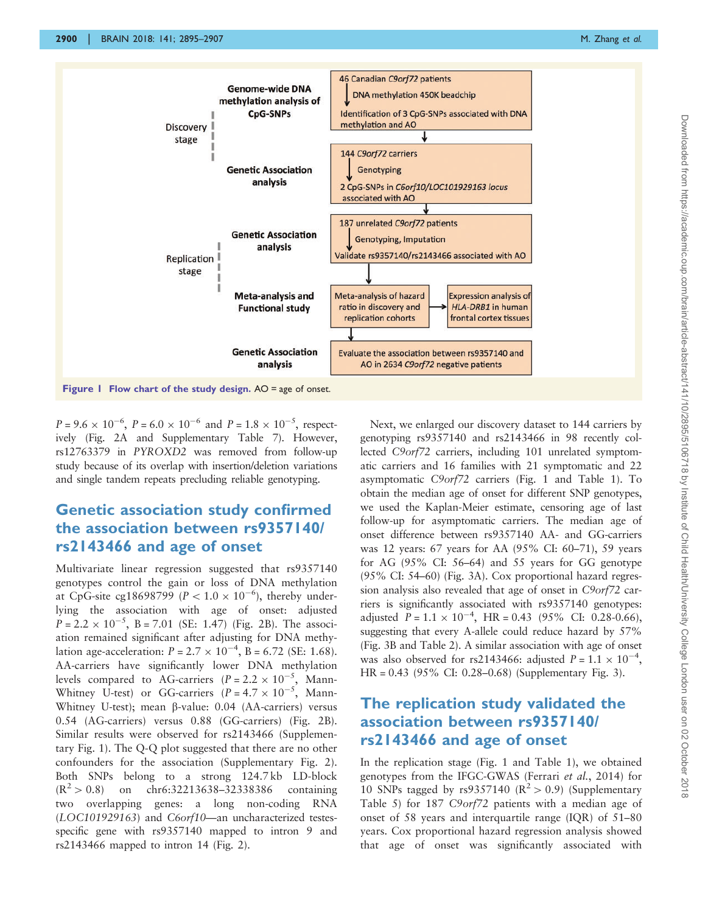Figure 1 Flow chart of the study design. AO = age of onset.

$P = 9.6 \times 10^{-6}$, $P = 6.0 \times 10^{-6}$ and $P = 1.8 \times 10^{-5}$, respectively (Fig. 2A and Supplementary Table 7). However, rs12763379 in *PYROXD2* was removed from follow-up study because of its overlap with insertion/deletion variations and single tandem repeats precluding reliable genotyping.

## Genetic association study confirmed the association between rs9357140/rs2143466 and age of onset

Multivariate linear regression suggested that rs9357140 genotypes control the gain or loss of DNA methylation at CpG-site cg18698799 ($P < 1.0 \times 10^{-6}$), thereby underlying the association with age of onset: adjusted $P = 2.2 \times 10^{-5}$, B = 7.01 (SE: 1.47) (Fig. 2B). The association remained significant after adjusting for DNA methylation age-acceleration: $P = 2.7 \times 10^{-4}$, B = 6.72 (SE: 1.68). AA-carriers have significantly lower DNA methylation levels compared to AG-carriers ($P = 2.2 \times 10^{-5}$, Mann-Whitney U-test) or GG-carriers ($P = 4.7 \times 10^{-5}$, Mann-Whitney U-test); mean β-value: 0.04 (AA-carriers) versus 0.54 (AG-carriers) versus 0.88 (GG-carriers) (Fig. 2B). Similar results were observed for rs2143466 (Supplementary Fig. 1). The Q-Q plot suggested that there are no other confounders for the association (Supplementary Fig. 2). Both SNPs belong to a strong 124.7 kb LD-block ($R^2 > 0.8$) on chr6:32213638–32338386 containing two overlapping genes: a long non-coding RNA (*LOC101929163*) and *C6orf10*—an uncharacterized testes-specific gene with rs9357140 mapped to intron 9 and rs2143466 mapped to intron 14 (Fig. 2).

Next, we enlarged our discovery dataset to 144 carriers by genotyping rs9357140 and rs2143466 in 98 recently collected *C9orf72* carriers, including 101 unrelated symptomatic carriers and 16 families with 21 symptomatic and 22 asymptomatic *C9orf72* carriers (Fig. 1 and Table 1). To obtain the median age of onset for different SNP genotypes, we used the Kaplan-Meier estimate, censoring age of last follow-up for asymptomatic carriers. The median age of onset difference between rs9357140 AA- and GG-carriers was 12 years: 67 years for AA (95% CI: 60–71), 59 years for AG (95% CI: 56–64) and 55 years for GG genotype (95% CI: 54–60) (Fig. 3A). Cox proportional hazard regression analysis also revealed that age of onset in *C9orf72* carriers is significantly associated with rs9357140 genotypes: adjusted $P = 1.1 \times 10^{-4}$, HR = 0.43 (95% CI: 0.28-0.66), suggesting that every A-allele could reduce hazard by 57% (Fig. 3B and Table 2). A similar association with age of onset was also observed for rs2143466: adjusted $P = 1.1 \times 10^{-4}$, HR = 0.43 (95% CI: 0.28–0.68) (Supplementary Fig. 3).

## The replication study validated the association between rs9357140/rs2143466 and age of onset

In the replication stage (Fig. 1 and Table 1), we obtained genotypes from the IFGC-GWAS (Ferrari *et al.*, 2014) for 10 SNPs tagged by rs9357140 ($R^2 > 0.9$) (Supplementary Table 5) for 187 *C9orf72* patients with a median age of onset of 58 years and interquartile range (IQR) of 51–80 years. Cox proportional hazard regression analysis showed that age of onset was significantly associated with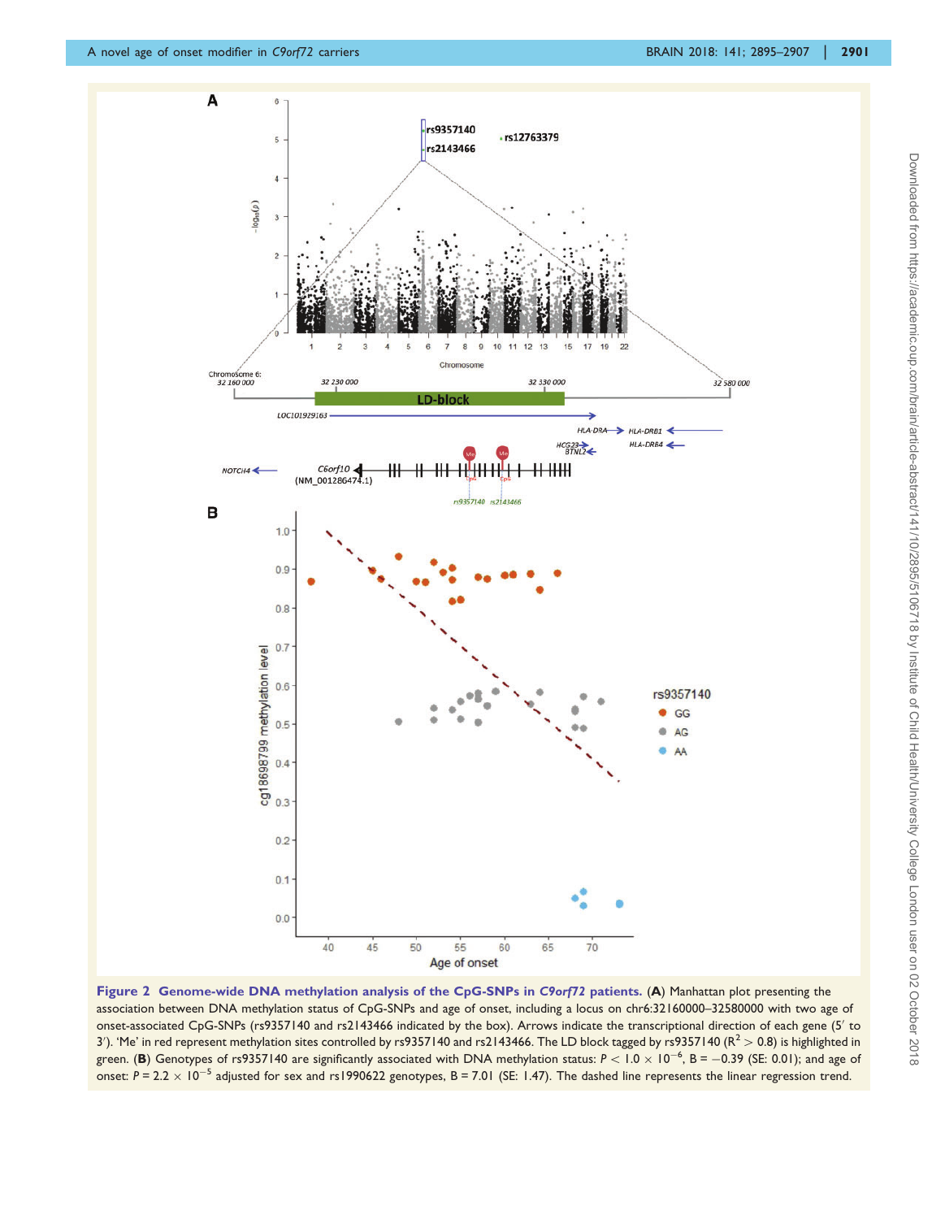**Figure 2 Genome-wide DNA methylation analysis of the CpG-SNPs in *C9orf72* patients.** (**A**) Manhattan plot presenting the association between DNA methylation status of CpG-SNPs and age of onset, including a locus on chr6:32160000–32580000 with two age of onset-associated CpG-SNPs (rs9357140 and rs2143466 indicated by the box). Arrows indicate the transcriptional direction of each gene (5′ to 3′). 'Me' in red represent methylation sites controlled by rs9357140 and rs2143466. The LD block tagged by rs9357140 ($R^2 > 0.8$) is highlighted in green. (**B**) Genotypes of rs9357140 are significantly associated with DNA methylation status: $P < 1.0 \times 10^{-6}$, B = −0.39 (SE: 0.01); and age of onset: $P = 2.2 \times 10^{-5}$ adjusted for sex and rs1990622 genotypes, B = 7.01 (SE: 1.47). The dashed line represents the linear regression trend.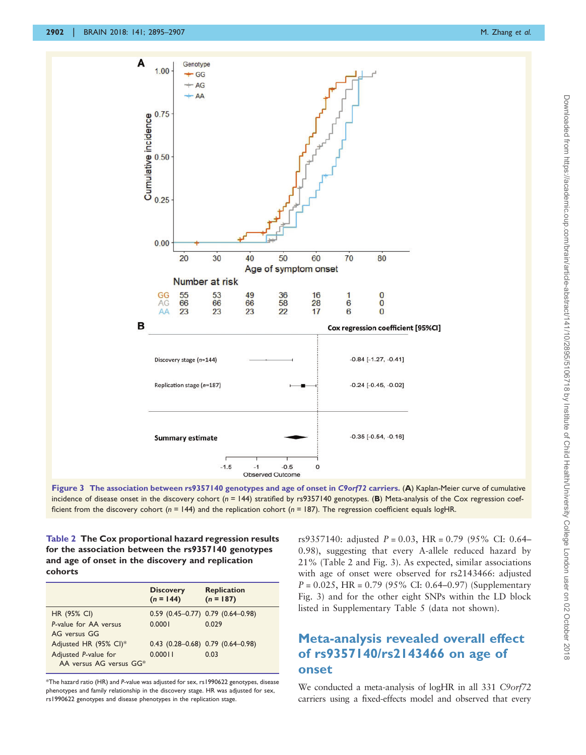**Figure 3 The association between rs9357140 genotypes and age of onset in *C9orf72* carriers.** (**A**) Kaplan-Meier curve of cumulative incidence of disease onset in the discovery cohort (*n* = 144) stratified by rs9357140 genotypes. (**B**) Meta-analysis of the Cox regression coefficient from the discovery cohort (*n* = 144) and the replication cohort (*n* = 187). The regression coefficient equals logHR.

**Table 2 The Cox proportional hazard regression results for the association between the rs9357140 genotypes and age of onset in the discovery and replication cohorts**

| | Discovery (*n* = 144) | Replication (*n* = 187) |
|---|---|---|
| HR (95% CI) | 0.59 (0.45–0.77) | 0.79 (0.64–0.98) |
| *P*-value for AA versus AG versus GG | 0.0001 | 0.029 |
| Adjusted HR (95% CI)* | 0.43 (0.28–0.68) | 0.79 (0.64–0.98) |
| Adjusted *P*-value for AA versus AG versus GG* | 0.00011 | 0.03 |

*The hazard ratio (HR) and *P*-value was adjusted for sex, rs1990622 genotypes, disease phenotypes and family relationship in the discovery stage. HR was adjusted for sex, rs1990622 genotypes and disease phenotypes in the replication stage.

rs9357140: adjusted $P = 0.03$, HR = 0.79 (95% CI: 0.64–0.98), suggesting that every A-allele reduced hazard by 21% (Table 2 and Fig. 3). As expected, similar associations with age of onset were observed for rs2143466: adjusted $P = 0.025$, HR = 0.79 (95% CI: 0.64–0.97) (Supplementary Fig. 3) and for the other eight SNPs within the LD block listed in Supplementary Table 5 (data not shown).

## Meta-analysis revealed overall effect of rs9357140/rs2143466 on age of onset

We conducted a meta-analysis of logHR in all 331 *C9orf72* carriers using a fixed-effects model and observed that every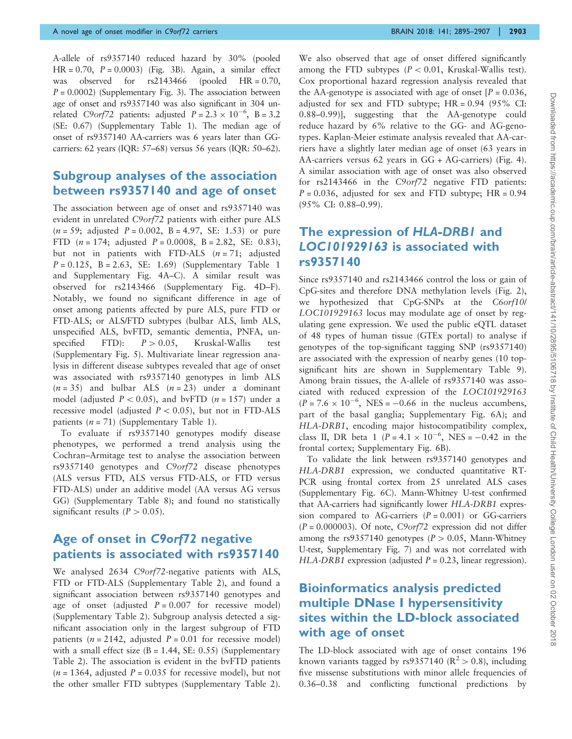A-allele of rs9357140 reduced hazard by 30% (pooled HR = 0.70, $P = 0.0003$) (Fig. 3B). Again, a similar effect was observed for rs2143466 (pooled HR = 0.70, $P = 0.0002$) (Supplementary Fig. 3). The association between age of onset and rs9357140 was also significant in 304 unrelated *C9orf72* patients: adjusted $P = 2.3 \times 10^{-6}$, B = 3.2 (SE: 0.67) (Supplementary Table 1). The median age of onset of rs9357140 AA-carriers was 6 years later than GG-carriers: 62 years (IQR: 57–68) versus 56 years (IQR: 50–62).

## Subgroup analyses of the association between rs9357140 and age of onset

The association between age of onset and rs9357140 was evident in unrelated *C9orf72* patients with either pure ALS ($n = 59$; adjusted $P = 0.002$, B = 4.97, SE: 1.53) or pure FTD ($n = 174$; adjusted $P = 0.0008$, B = 2.82, SE: 0.83), but not in patients with FTD-ALS ($n = 71$; adjusted $P = 0.125$, B = 2.63, SE: 1.69) (Supplementary Table 1 and Supplementary Fig. 4A–C). A similar result was observed for rs2143466 (Supplementary Fig. 4D–F). Notably, we found no significant difference in age of onset among patients affected by pure ALS, pure FTD or FTD-ALS; or ALS/FTD subtypes (bulbar ALS, limb ALS, unspecified ALS, bvFTD, semantic dementia, PNFA, unspecified FTD): $P > 0.05$, Kruskal-Wallis test (Supplementary Fig. 5). Multivariate linear regression analysis in different disease subtypes revealed that age of onset was associated with rs9357140 genotypes in limb ALS ($n = 35$) and bulbar ALS ($n = 23$) under a dominant model (adjusted $P < 0.05$), and bvFTD ($n = 157$) under a recessive model (adjusted $P < 0.05$), but not in FTD-ALS patients ($n = 71$) (Supplementary Table 1).

To evaluate if rs9357140 genotypes modify disease phenotypes, we performed a trend analysis using the Cochran–Armitage test to analyse the association between rs9357140 genotypes and *C9orf72* disease phenotypes (ALS versus FTD, ALS versus FTD-ALS, or FTD versus FTD-ALS) under an additive model (AA versus AG versus GG) (Supplementary Table 8); and found no statistically significant results ($P > 0.05$).

## Age of onset in *C9orf72* negative patients is associated with rs9357140

We analysed 2634 *C9orf72*-negative patients with ALS, FTD or FTD-ALS (Supplementary Table 2), and found a significant association between rs9357140 genotypes and age of onset (adjusted $P = 0.007$ for recessive model) (Supplementary Table 2). Subgroup analysis detected a significant association only in the largest subgroup of FTD patients ($n = 2142$, adjusted $P = 0.01$ for recessive model) with a small effect size (B = 1.44, SE: 0.55) (Supplementary Table 2). The association is evident in the bvFTD patients ($n = 1364$, adjusted $P = 0.035$ for recessive model), but not the other smaller FTD subtypes (Supplementary Table 2).

We also observed that age of onset differed significantly among the FTD subtypes ($P < 0.01$, Kruskal-Wallis test). Cox proportional hazard regression analysis revealed that the AA-genotype is associated with age of onset [$P = 0.036$, adjusted for sex and FTD subtype; HR = 0.94 (95% CI: 0.88–0.99)], suggesting that the AA-genotype could reduce hazard by 6% relative to the GG- and AG-genotypes. Kaplan-Meier estimate analysis revealed that AA-carriers have a slightly later median age of onset (63 years in AA-carriers versus 62 years in GG + AG-carriers) (Fig. 4). A similar association with age of onset was also observed for rs2143466 in the *C9orf72* negative FTD patients: $P = 0.036$, adjusted for sex and FTD subtype; HR = 0.94 (95% CI: 0.88–0.99).

## The expression of *HLA-DRB1* and *LOC101929163* is associated with rs9357140

Since rs9357140 and rs2143466 control the loss or gain of CpG-sites and therefore DNA methylation levels (Fig. 2), we hypothesized that CpG-SNPs at the *C6orf10/LOC101929163* locus may modulate age of onset by regulating gene expression. We used the public eQTL dataset of 48 types of human tissue (GTEx portal) to analyse if genotypes of the top-significant tagging SNP (rs9357140) are associated with the expression of nearby genes (10 top-significant hits are shown in Supplementary Table 9). Among brain tissues, the A-allele of rs9357140 was associated with reduced expression of the *LOC101929163* ($P = 7.6 \times 10^{-6}$, NES = −0.66 in the nucleus accumbens, part of the basal ganglia; Supplementary Fig. 6A); and *HLA-DRB1*, encoding major histocompatibility complex, class II, DR beta 1 ($P = 4.1 \times 10^{-6}$, NES = −0.42 in the frontal cortex; Supplementary Fig. 6B).

To validate the link between rs9357140 genotypes and *HLA-DRB1* expression, we conducted quantitative RT-PCR using frontal cortex from 25 unrelated ALS cases (Supplementary Fig. 6C). Mann-Whitney U-test confirmed that AA-carriers had significantly lower *HLA-DRB1* expression compared to AG-carriers ($P = 0.001$) or GG-carriers ($P = 0.000003$). Of note, *C9orf72* expression did not differ among the rs9357140 genotypes ($P > 0.05$, Mann-Whitney U-test, Supplementary Fig. 7) and was not correlated with *HLA-DRB1* expression (adjusted $P = 0.23$, linear regression).

## Bioinformatics analysis predicted multiple DNase I hypersensitivity sites within the LD-block associated with age of onset

The LD-block associated with age of onset contains 196 known variants tagged by rs9357140 ($R^2 > 0.8$), including five missense substitutions with minor allele frequencies of 0.36–0.38 and conflicting functional predictions by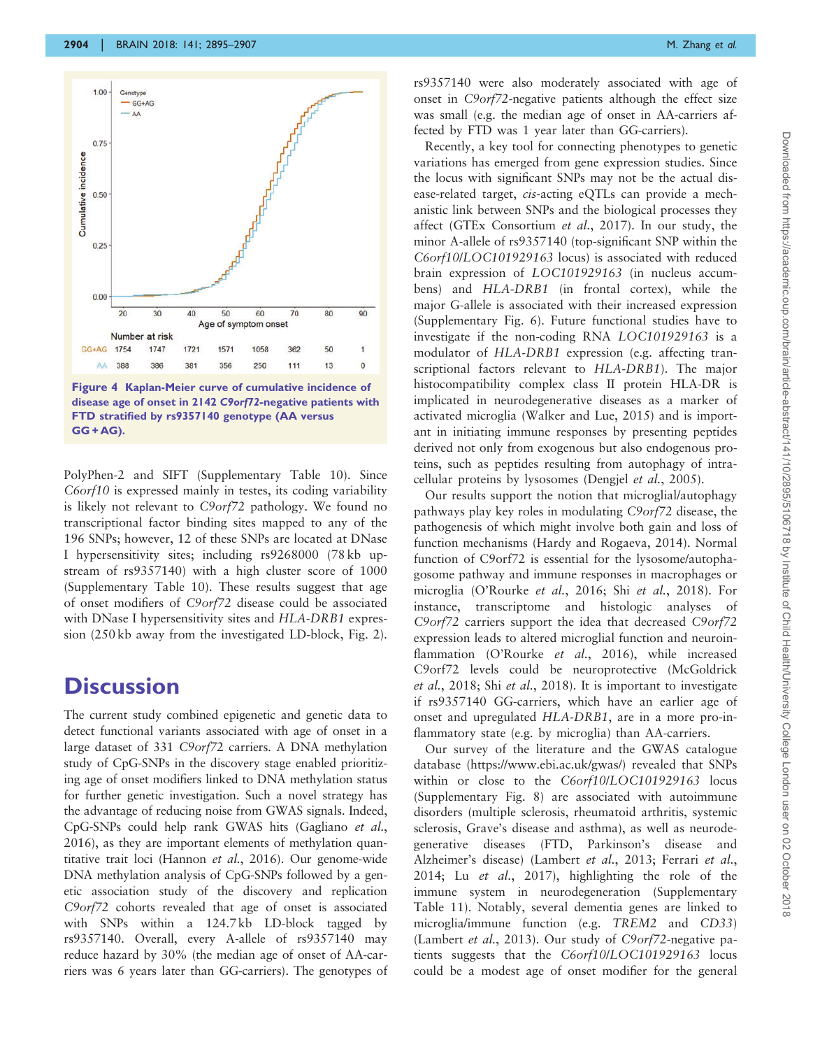Figure 4 Kaplan-Meier curve of cumulative incidence of disease age of onset in 2142 *C9orf72*-negative patients with FTD stratified by rs9357140 genotype (AA versus GG + AG).

PolyPhen-2 and SIFT (Supplementary Table 10). Since *C6orf10* is expressed mainly in testes, its coding variability is likely not relevant to *C9orf72* pathology. We found no transcriptional factor binding sites mapped to any of the 196 SNPs; however, 12 of these SNPs are located at DNase I hypersensitivity sites; including rs9268000 (78 kb upstream of rs9357140) with a high cluster score of 1000 (Supplementary Table 10). These results suggest that age of onset modifiers of *C9orf72* disease could be associated with DNase I hypersensitivity sites and *HLA-DRB1* expression (250 kb away from the investigated LD-block, Fig. 2).

# Discussion

The current study combined epigenetic and genetic data to detect functional variants associated with age of onset in a large dataset of 331 *C9orf72* carriers. A DNA methylation study of CpG-SNPs in the discovery stage enabled prioritizing age of onset modifiers linked to DNA methylation status for further genetic investigation. Such a novel strategy has the advantage of reducing noise from GWAS signals. Indeed, CpG-SNPs could help rank GWAS hits (Gagliano *et al.*, 2016), as they are important elements of methylation quantitative trait loci (Hannon *et al.*, 2016). Our genome-wide DNA methylation analysis of CpG-SNPs followed by a genetic association study of the discovery and replication *C9orf72* cohorts revealed that age of onset is associated with SNPs within a 124.7 kb LD-block tagged by rs9357140. Overall, every A-allele of rs9357140 may reduce hazard by 30% (the median age of onset of AA-carriers was 6 years later than GG-carriers). The genotypes of rs9357140 were also moderately associated with age of onset in *C9orf72*-negative patients although the effect size was small (e.g. the median age of onset in AA-carriers affected by FTD was 1 year later than GG-carriers).

Recently, a key tool for connecting phenotypes to genetic variations has emerged from gene expression studies. Since the locus with significant SNPs may not be the actual disease-related target, *cis*-acting eQTLs can provide a mechanistic link between SNPs and the biological processes they affect (GTEx Consortium *et al.*, 2017). In our study, the minor A-allele of rs9357140 (top-significant SNP within the *C6orf10*/*LOC101929163* locus) is associated with reduced brain expression of *LOC101929163* (in nucleus accumbens) and *HLA-DRB1* (in frontal cortex), while the major G-allele is associated with their increased expression (Supplementary Fig. 6). Future functional studies have to investigate if the non-coding RNA *LOC101929163* is a modulator of *HLA-DRB1* expression (e.g. affecting transcriptional factors relevant to *HLA-DRB1*). The major histocompatibility complex class II protein HLA-DR is implicated in neurodegenerative diseases as a marker of activated microglia (Walker and Lue, 2015) and is important in initiating immune responses by presenting peptides derived not only from exogenous but also endogenous proteins, such as peptides resulting from autophagy of intracellular proteins by lysosomes (Dengjel *et al.*, 2005).

Our results support the notion that microglial/autophagy pathways play key roles in modulating *C9orf72* disease, the pathogenesis of which might involve both gain and loss of function mechanisms (Hardy and Rogaeva, 2014). Normal function of C9orf72 is essential for the lysosome/autophagosome pathway and immune responses in macrophages or microglia (O'Rourke *et al.*, 2016; Shi *et al.*, 2018). For instance, transcriptome and histologic analyses of *C9orf72* carriers support the idea that decreased *C9orf72* expression leads to altered microglial function and neuroinflammation (O'Rourke *et al.*, 2016), while increased C9orf72 levels could be neuroprotective (McGoldrick *et al.*, 2018; Shi *et al.*, 2018). It is important to investigate if rs9357140 GG-carriers, which have an earlier age of onset and upregulated *HLA-DRB1*, are in a more pro-inflammatory state (e.g. by microglia) than AA-carriers.

Our survey of the literature and the GWAS catalogue database (https://www.ebi.ac.uk/gwas/) revealed that SNPs within or close to the *C6orf10*/*LOC101929163* locus (Supplementary Fig. 8) are associated with autoimmune disorders (multiple sclerosis, rheumatoid arthritis, systemic sclerosis, Grave's disease and asthma), as well as neurodegenerative diseases (FTD, Parkinson's disease and Alzheimer's disease) (Lambert *et al.*, 2013; Ferrari *et al.*, 2014; Lu *et al.*, 2017), highlighting the role of the immune system in neurodegeneration (Supplementary Table 11). Notably, several dementia genes are linked to microglia/immune function (e.g. *TREM2* and *CD33*) (Lambert *et al.*, 2013). Our study of *C9orf72*-negative patients suggests that the *C6orf10*/*LOC101929163* locus could be a modest age of onset modifier for the general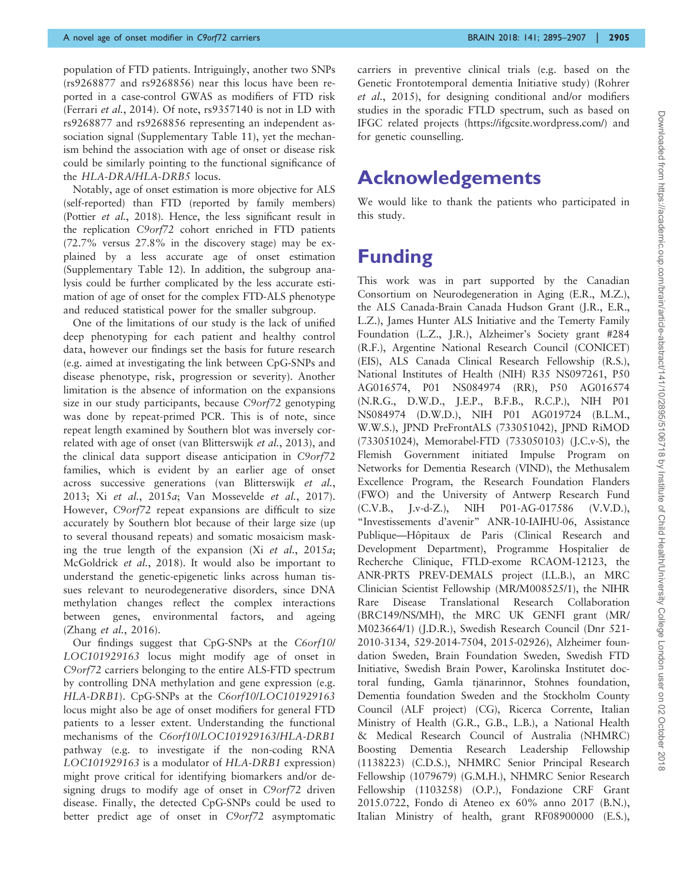population of FTD patients. Intriguingly, another two SNPs (rs9268877 and rs9268856) near this locus have been reported in a case-control GWAS as modifiers of FTD risk (Ferrari *et al.*, 2014). Of note, rs9357140 is not in LD with rs9268877 and rs9268856 representing an independent association signal (Supplementary Table 11), yet the mechanism behind the association with age of onset or disease risk could be similarly pointing to the functional significance of the *HLA-DRA*/*HLA-DRB5* locus.

Notably, age of onset estimation is more objective for ALS (self-reported) than FTD (reported by family members) (Pottier *et al.*, 2018). Hence, the less significant result in the replication *C9orf72* cohort enriched in FTD patients (72.7% versus 27.8% in the discovery stage) may be explained by a less accurate age of onset estimation (Supplementary Table 12). In addition, the subgroup analysis could be further complicated by the less accurate estimation of age of onset for the complex FTD-ALS phenotype and reduced statistical power for the smaller subgroup.

One of the limitations of our study is the lack of unified deep phenotyping for each patient and healthy control data, however our findings set the basis for future research (e.g. aimed at investigating the link between CpG-SNPs and disease phenotype, risk, progression or severity). Another limitation is the absence of information on the expansions size in our study participants, because *C9orf72* genotyping was done by repeat-primed PCR. This is of note, since repeat length examined by Southern blot was inversely correlated with age of onset (van Blitterswijk *et al.*, 2013), and the clinical data support disease anticipation in *C9orf72* families, which is evident by an earlier age of onset across successive generations (van Blitterswijk *et al.*, 2013; Xi *et al.*, 2015*a*; Van Mossevelde *et al.*, 2017). However, *C9orf72* repeat expansions are difficult to size accurately by Southern blot because of their large size (up to several thousand repeats) and somatic mosaicism masking the true length of the expansion (Xi *et al.*, 2015*a*; McGoldrick *et al.*, 2018). It would also be important to understand the genetic-epigenetic links across human tissues relevant to neurodegenerative disorders, since DNA methylation changes reflect the complex interactions between genes, environmental factors, and ageing (Zhang *et al.*, 2016).

Our findings suggest that CpG-SNPs at the *C6orf10*/*LOC101929163* locus might modify age of onset in *C9orf72* carriers belonging to the entire ALS-FTD spectrum by controlling DNA methylation and gene expression (e.g. *HLA-DRB1*). CpG-SNPs at the *C6orf10*/*LOC101929163* locus might also be age of onset modifiers for general FTD patients to a lesser extent. Understanding the functional mechanisms of the *C6orf10*/*LOC101929163*/*HLA-DRB1* pathway (e.g. to investigate if the non-coding RNA *LOC101929163* is a modulator of *HLA-DRB1* expression) might prove critical for identifying biomarkers and/or designing drugs to modify age of onset in *C9orf72* driven disease. Finally, the detected CpG-SNPs could be used to better predict age of onset in *C9orf72* asymptomatic carriers in preventive clinical trials (e.g. based on the Genetic Frontotemporal dementia Initiative study) (Rohrer *et al.*, 2015), for designing conditional and/or modifiers studies in the sporadic FTLD spectrum, such as based on IFGC related projects (https://ifgcsite.wordpress.com/) and for genetic counselling.

# Acknowledgements

We would like to thank the patients who participated in this study.

# Funding

This work was in part supported by the Canadian Consortium on Neurodegeneration in Aging (E.R., M.Z.), the ALS Canada-Brain Canada Hudson Grant (J.R., E.R., L.Z.), James Hunter ALS Initiative and the Temerty Family Foundation (L.Z., J.R.), Alzheimer's Society grant #284 (R.F.), Argentine National Research Council (CONICET) (EIS), ALS Canada Clinical Research Fellowship (R.S.), National Institutes of Health (NIH) R35 NS097261, P50 AG016574, P01 NS084974 (RR), P50 AG016574 (N.R.G., D.W.D., J.E.P., B.F.B., R.C.P.), NIH P01 NS084974 (D.W.D.), NIH P01 AG019724 (B.L.M., W.W.S.), JPND PreFrontALS (733051042), JPND RiMOD (733051024), Memorabel-FTD (733050103) (J.C.v-S), the Flemish Government initiated Impulse Program on Networks for Dementia Research (VIND), the Methusalem Excellence Program, the Research Foundation Flanders (FWO) and the University of Antwerp Research Fund (C.V.B., J.v-d-Z.), NIH P01-AG-017586 (V.V.D.), "Investissements d'avenir" ANR-10-IAIHU-06, Assistance Publique—Hôpitaux de Paris (Clinical Research and Development Department), Programme Hospitalier de Recherche Clinique, FTLD-exome RCAOM-12123, the ANR-PRTS PREV-DEMALS project (I.L.B.), an MRC Clinician Scientist Fellowship (MR/M008525/1), the NIHR Rare Disease Translational Research Collaboration (BRC149/NS/MH), the MRC UK GENFI grant (MR/M023664/1) (J.D.R.), Swedish Research Council (Dnr 521-2010-3134, 529-2014-7504, 2015-02926), Alzheimer foundation Sweden, Brain Foundation Sweden, Swedish FTD Initiative, Swedish Brain Power, Karolinska Institutet doctoral funding, Gamla tjänarinnor, Stohnes foundation, Dementia foundation Sweden and the Stockholm County Council (ALF project) (CG), Ricerca Corrente, Italian Ministry of Health (G.R., G.B., L.B.), a National Health & Medical Research Council of Australia (NHMRC) Boosting Dementia Research Leadership Fellowship (1138223) (C.D.S.), NHMRC Senior Principal Research Fellowship (1079679) (G.M.H.), NHMRC Senior Research Fellowship (1103258) (O.P.), Fondazione CRF Grant 2015.0722, Fondo di Ateneo ex 60% anno 2017 (B.N.), Italian Ministry of health, grant RF08900000 (E.S.),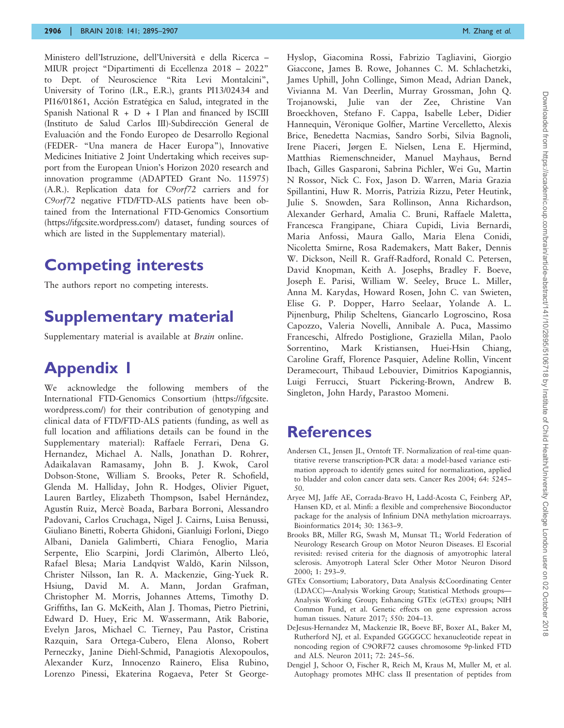Ministero dell'Istruzione, dell'Università e della Ricerca – MIUR project "Dipartimenti di Eccellenza 2018 – 2022" to Dept. of Neuroscience "Rita Levi Montalcini", University of Torino (I.R., E.R.), grants PI13/02434 and PI16/01861, Acción Estratégica en Salud, integrated in the Spanish National R + D + I Plan and financed by ISCIII (Instituto de Salud Carlos III)-Subdirección General de Evaluación and the Fondo Europeo de Desarrollo Regional (FEDER- "Una manera de Hacer Europa"), Innovative Medicines Initiative 2 Joint Undertaking which receives support from the European Union's Horizon 2020 research and innovation programme (ADAPTED Grant No. 115975) (A.R.). Replication data for *C9orf72* carriers and for *C9orf72* negative FTD/FTD-ALS patients have been obtained from the International FTD-Genomics Consortium (https://ifgcsite.wordpress.com/) dataset, funding sources of which are listed in the Supplementary material).

# Competing interests

The authors report no competing interests.

# Supplementary material

Supplementary material is available at *Brain* online.

# Appendix 1

We acknowledge the following members of the International FTD-Genomics Consortium (https://ifgcsite.wordpress.com/) for their contribution of genotyping and clinical data of FTD/FTD-ALS patients (funding, as well as full location and affiliations details can be found in the Supplementary material): Raffaele Ferrari, Dena G. Hernandez, Michael A. Nalls, Jonathan D. Rohrer, Adaikalavan Ramasamy, John B. J. Kwok, Carol Dobson-Stone, William S. Brooks, Peter R. Schofield, Glenda M. Halliday, John R. Hodges, Olivier Piguet, Lauren Bartley, Elizabeth Thompson, Isabel Hernández, Agustín Ruiz, Mercè Boada, Barbara Borroni, Alessandro Padovani, Carlos Cruchaga, Nigel J. Cairns, Luisa Benussi, Giuliano Binetti, Roberta Ghidoni, Gianluigi Forloni, Diego Albani, Daniela Galimberti, Chiara Fenoglio, Maria Serpente, Elio Scarpini, Jordi Clarimón, Alberto Lleó, Rafael Blesa; Maria Landqvist Waldö, Karin Nilsson, Christer Nilsson, Ian R. A. Mackenzie, Ging-Yuek R. Hsiung, David M. A. Mann, Jordan Grafman, Christopher M. Morris, Johannes Attems, Timothy D. Griffiths, Ian G. McKeith, Alan J. Thomas, Pietro Pietrini, Edward D. Huey, Eric M. Wassermann, Atik Baborie, Evelyn Jaros, Michael C. Tierney, Pau Pastor, Cristina Razquin, Sara Ortega-Cubero, Elena Alonso, Robert Perneczky, Janine Diehl-Schmid, Panagiotis Alexopoulos, Alexander Kurz, Innocenzo Rainero, Elisa Rubino, Lorenzo Pinessi, Ekaterina Rogaeva, Peter St George-Hyslop, Giacomina Rossi, Fabrizio Tagliavini, Giorgio Giaccone, James B. Rowe, Johannes C. M. Schlachetzki, James Uphill, John Collinge, Simon Mead, Adrian Danek, Vivianna M. Van Deerlin, Murray Grossman, John Q. Trojanowski, Julie van der Zee, Christine Van Broeckhoven, Stefano F. Cappa, Isabelle Leber, Didier Hannequin, Véronique Golfier, Martine Vercelletto, Alexis Brice, Benedetta Nacmias, Sandro Sorbi, Silvia Bagnoli, Irene Piaceri, Jørgen E. Nielsen, Lena E. Hjermind, Matthias Riemenschneider, Manuel Mayhaus, Bernd Ibach, Gilles Gasparoni, Sabrina Pichler, Wei Gu, Martin N Rossor, Nick C. Fox, Jason D. Warren, Maria Grazia Spillantini, Huw R. Morris, Patrizia Rizzu, Peter Heutink, Julie S. Snowden, Sara Rollinson, Anna Richardson, Alexander Gerhard, Amalia C. Bruni, Raffaele Maletta, Francesca Frangipane, Chiara Cupidi, Livia Bernardi, Maria Anfossi, Maura Gallo, Maria Elena Conidi, Nicoletta Smirne, Rosa Rademakers, Matt Baker, Dennis W. Dickson, Neill R. Graff-Radford, Ronald C. Petersen, David Knopman, Keith A. Josephs, Bradley F. Boeve, Joseph E. Parisi, William W. Seeley, Bruce L. Miller, Anna M. Karydas, Howard Rosen, John C. van Swieten, Elise G. P. Dopper, Harro Seelaar, Yolande A. L. Pijnenburg, Philip Scheltens, Giancarlo Logroscino, Rosa Capozzo, Valeria Novelli, Annibale A. Puca, Massimo Franceschi, Alfredo Postiglione, Graziella Milan, Paolo Sorrentino, Mark Kristiansen, Huei-Hsin Chiang, Caroline Graff, Florence Pasquier, Adeline Rollin, Vincent Deramecourt, Thibaud Lebouvier, Dimitrios Kapogiannis, Luigi Ferrucci, Stuart Pickering-Brown, Andrew B. Singleton, John Hardy, Parastoo Momeni.

# References

Andersen CL, Jensen JL, Orntoft TF. Normalization of real-time quantitative reverse transcription-PCR data: a model-based variance estimation approach to identify genes suited for normalization, applied to bladder and colon cancer data sets. Cancer Res 2004; 64: 5245–50.

Aryee MJ, Jaffe AE, Corrada-Bravo H, Ladd-Acosta C, Feinberg AP, Hansen KD, et al. Minfi: a flexible and comprehensive Bioconductor package for the analysis of Infinium DNA methylation microarrays. Bioinformatics 2014; 30: 1363–9.

Brooks BR, Miller RG, Swash M, Munsat TL; World Federation of Neurology Research Group on Motor Neuron Diseases. El Escorial revisited: revised criteria for the diagnosis of amyotrophic lateral sclerosis. Amyotroph Lateral Scler Other Motor Neuron Disord 2000; 1: 293–9.

GTEx Consortium; Laboratory, Data Analysis &Coordinating Center (LDACC)—Analysis Working Group; Statistical Methods groups—Analysis Working Group; Enhancing GTEx (eGTEx) groups; NIH Common Fund, et al. Genetic effects on gene expression across human tissues. Nature 2017; 550: 204–13.

DeJesus-Hernandez M, Mackenzie IR, Boeve BF, Boxer AL, Baker M, Rutherford NJ, et al. Expanded GGGGCC hexanucleotide repeat in noncoding region of C9ORF72 causes chromosome 9p-linked FTD and ALS. Neuron 2011; 72: 245–56.

Dengjel J, Schoor O, Fischer R, Reich M, Kraus M, Muller M, et al. Autophagy promotes MHC class II presentation of peptides from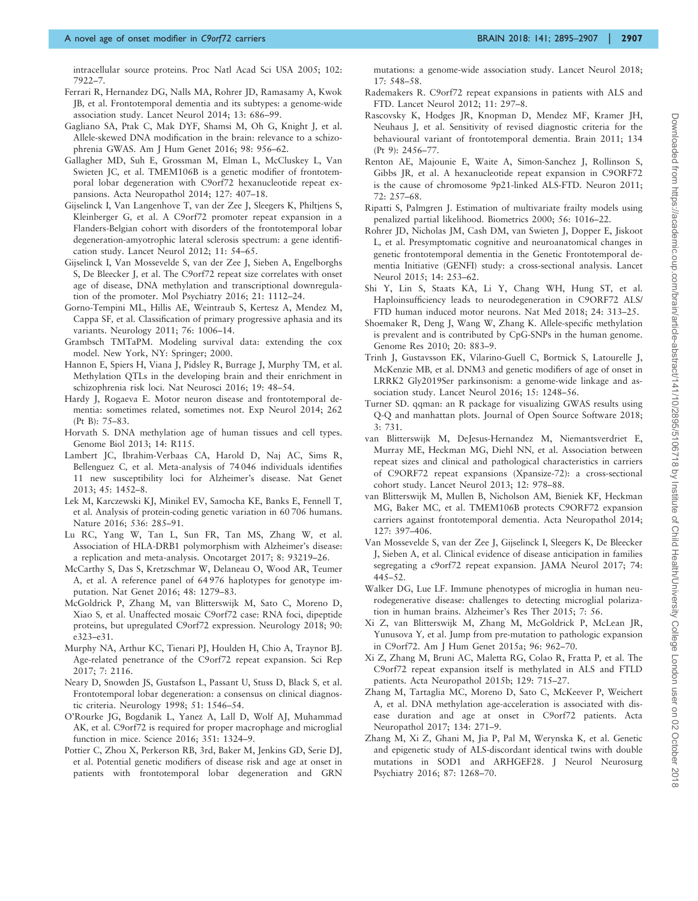intracellular source proteins. Proc Natl Acad Sci USA 2005; 102: 7922–7.

Ferrari R, Hernandez DG, Nalls MA, Rohrer JD, Ramasamy A, Kwok JB, et al. Frontotemporal dementia and its subtypes: a genome-wide association study. Lancet Neurol 2014; 13: 686–99.

Gagliano SA, Ptak C, Mak DYF, Shamsi M, Oh G, Knight J, et al. Allele-skewed DNA modification in the brain: relevance to a schizophrenia GWAS. Am J Hum Genet 2016; 98: 956–62.

Gallagher MD, Suh E, Grossman M, Elman L, McCluskey L, Van Swieten JC, et al. TMEM106B is a genetic modifier of frontotemporal lobar degeneration with C9orf72 hexanucleotide repeat expansions. Acta Neuropathol 2014; 127: 407–18.

Gijselinck I, Van Langenhove T, van der Zee J, Sleegers K, Philtjens S, Kleinberger G, et al. A C9orf72 promoter repeat expansion in a Flanders-Belgian cohort with disorders of the frontotemporal lobar degeneration-amyotrophic lateral sclerosis spectrum: a gene identification study. Lancet Neurol 2012; 11: 54–65.

Gijselinck I, Van Mossevelde S, van der Zee J, Sieben A, Engelborghs S, De Bleecker J, et al. The C9orf72 repeat size correlates with onset age of disease, DNA methylation and transcriptional downregulation of the promoter. Mol Psychiatry 2016; 21: 1112–24.

Gorno-Tempini ML, Hillis AE, Weintraub S, Kertesz A, Mendez M, Cappa SF, et al. Classification of primary progressive aphasia and its variants. Neurology 2011; 76: 1006–14.

Grambsch TMTaPM. Modeling survival data: extending the cox model. New York, NY: Springer; 2000.

Hannon E, Spiers H, Viana J, Pidsley R, Burrage J, Murphy TM, et al. Methylation QTLs in the developing brain and their enrichment in schizophrenia risk loci. Nat Neurosci 2016; 19: 48–54.

Hardy J, Rogaeva E. Motor neuron disease and frontotemporal dementia: sometimes related, sometimes not. Exp Neurol 2014; 262 (Pt B): 75–83.

Horvath S. DNA methylation age of human tissues and cell types. Genome Biol 2013; 14: R115.

Lambert JC, Ibrahim-Verbaas CA, Harold D, Naj AC, Sims R, Bellenguez C, et al. Meta-analysis of 74 046 individuals identifies 11 new susceptibility loci for Alzheimer's disease. Nat Genet 2013; 45: 1452–8.

Lek M, Karczewski KJ, Minikel EV, Samocha KE, Banks E, Fennell T, et al. Analysis of protein-coding genetic variation in 60 706 humans. Nature 2016; 536: 285–91.

Lu RC, Yang W, Tan L, Sun FR, Tan MS, Zhang W, et al. Association of HLA-DRB1 polymorphism with Alzheimer's disease: a replication and meta-analysis. Oncotarget 2017; 8: 93219–26.

McCarthy S, Das S, Kretzschmar W, Delaneau O, Wood AR, Teumer A, et al. A reference panel of 64 976 haplotypes for genotype imputation. Nat Genet 2016; 48: 1279–83.

McGoldrick P, Zhang M, van Blitterswijk M, Sato C, Moreno D, Xiao S, et al. Unaffected mosaic C9orf72 case: RNA foci, dipeptide proteins, but upregulated C9orf72 expression. Neurology 2018; 90: e323–e31.

Murphy NA, Arthur KC, Tienari PJ, Houlden H, Chio A, Traynor BJ. Age-related penetrance of the C9orf72 repeat expansion. Sci Rep 2017; 7: 2116.

Neary D, Snowden JS, Gustafson L, Passant U, Stuss D, Black S, et al. Frontotemporal lobar degeneration: a consensus on clinical diagnostic criteria. Neurology 1998; 51: 1546–54.

O'Rourke JG, Bogdanik L, Yanez A, Lall D, Wolf AJ, Muhammad AK, et al. C9orf72 is required for proper macrophage and microglial function in mice. Science 2016; 351: 1324–9.

Pottier C, Zhou X, Perkerson RB, 3rd, Baker M, Jenkins GD, Serie DJ, et al. Potential genetic modifiers of disease risk and age at onset in patients with frontotemporal lobar degeneration and GRN mutations: a genome-wide association study. Lancet Neurol 2018; 17: 548–58.

Rademakers R. C9orf72 repeat expansions in patients with ALS and FTD. Lancet Neurol 2012; 11: 297–8.

Rascovsky K, Hodges JR, Knopman D, Mendez MF, Kramer JH, Neuhaus J, et al. Sensitivity of revised diagnostic criteria for the behavioural variant of frontotemporal dementia. Brain 2011; 134 (Pt 9): 2456–77.

Renton AE, Majounie E, Waite A, Simon-Sanchez J, Rollinson S, Gibbs JR, et al. A hexanucleotide repeat expansion in C9ORF72 is the cause of chromosome 9p21-linked ALS-FTD. Neuron 2011; 72: 257–68.

Ripatti S, Palmgren J. Estimation of multivariate frailty models using penalized partial likelihood. Biometrics 2000; 56: 1016–22.

Rohrer JD, Nicholas JM, Cash DM, van Swieten J, Dopper E, Jiskoot L, et al. Presymptomatic cognitive and neuroanatomical changes in genetic frontotemporal dementia in the Genetic Frontotemporal dementia Initiative (GENFI) study: a cross-sectional analysis. Lancet Neurol 2015; 14: 253–62.

Shi Y, Lin S, Staats KA, Li Y, Chang WH, Hung ST, et al. Haploinsufficiency leads to neurodegeneration in C9ORF72 ALS/FTD human induced motor neurons. Nat Med 2018; 24: 313–25.

Shoemaker R, Deng J, Wang W, Zhang K. Allele-specific methylation is prevalent and is contributed by CpG-SNPs in the human genome. Genome Res 2010; 20: 883–9.

Trinh J, Gustavsson EK, Vilarino-Guell C, Bortnick S, Latourelle J, McKenzie MB, et al. DNM3 and genetic modifiers of age of onset in LRRK2 Gly2019Ser parkinsonism: a genome-wide linkage and association study. Lancet Neurol 2016; 15: 1248–56.

Turner SD. qqman: an R package for visualizing GWAS results using Q-Q and manhattan plots. Journal of Open Source Software 2018; 3: 731.

van Blitterswijk M, DeJesus-Hernandez M, Niemantsverdriet E, Murray ME, Heckman MG, Diehl NN, et al. Association between repeat sizes and clinical and pathological characteristics in carriers of C9ORF72 repeat expansions (Xpansize-72): a cross-sectional cohort study. Lancet Neurol 2013; 12: 978–88.

van Blitterswijk M, Mullen B, Nicholson AM, Bieniek KF, Heckman MG, Baker MC, et al. TMEM106B protects C9ORF72 expansion carriers against frontotemporal dementia. Acta Neuropathol 2014; 127: 397–406.

Van Mossevelde S, van der Zee J, Gijselinck I, Sleegers K, De Bleecker J, Sieben A, et al. Clinical evidence of disease anticipation in families segregating a c9orf72 repeat expansion. JAMA Neurol 2017; 74: 445–52.

Walker DG, Lue LF. Immune phenotypes of microglia in human neurodegenerative disease: challenges to detecting microglial polarization in human brains. Alzheimer's Res Ther 2015; 7: 56.

Xi Z, van Blitterswijk M, Zhang M, McGoldrick P, McLean JR, Yunusova Y, et al. Jump from pre-mutation to pathologic expansion in C9orf72. Am J Hum Genet 2015a; 96: 962–70.

Xi Z, Zhang M, Bruni AC, Maletta RG, Colao R, Fratta P, et al. The C9orf72 repeat expansion itself is methylated in ALS and FTLD patients. Acta Neuropathol 2015b; 129: 715–27.

Zhang M, Tartaglia MC, Moreno D, Sato C, McKeever P, Weichert A, et al. DNA methylation age-acceleration is associated with disease duration and age at onset in C9orf72 patients. Acta Neuropathol 2017; 134: 271–9.

Zhang M, Xi Z, Ghani M, Jia P, Pal M, Werynska K, et al. Genetic and epigenetic study of ALS-discordant identical twins with double mutations in SOD1 and ARHGEF28. J Neurol Neurosurg Psychiatry 2016; 87: 1268–70.